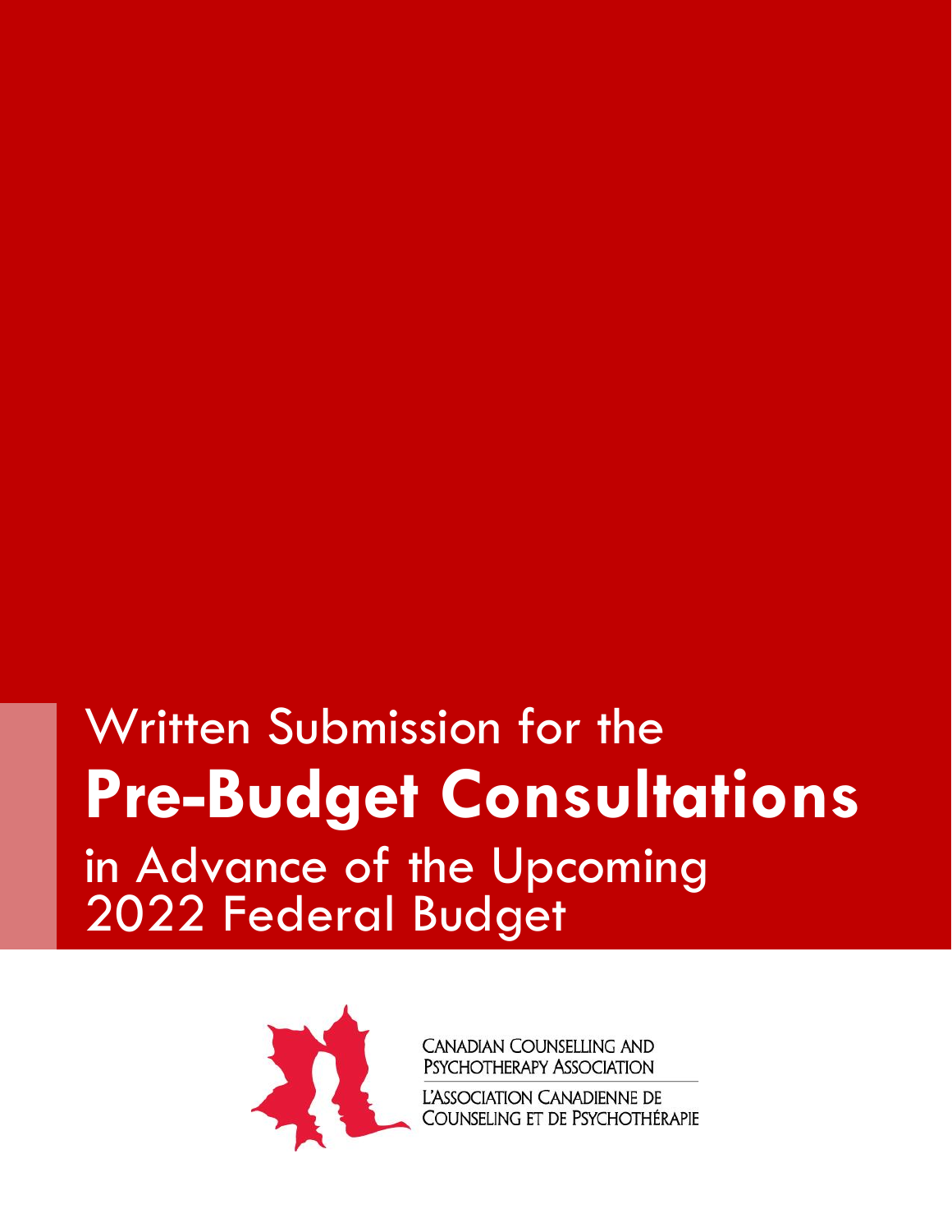# Written Submission for the **Pre-Budget Consultations** in Advance of the Upcoming 2022 Federal Budget

CANADIAN COUNSELLING AND PSYCHOTHERAPY ASSOCIATION

L'ASSOCIATION CANADIENNE DE COUNSELING ET DE PSYCHOTHÉRAPIE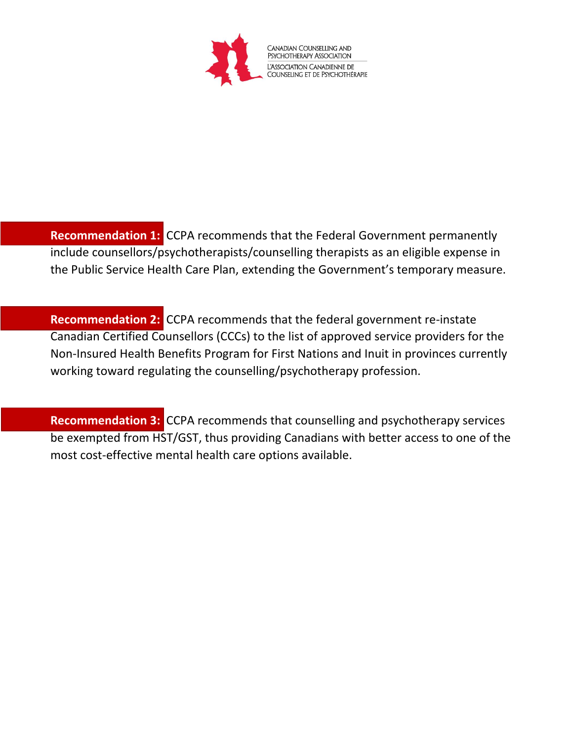CANADIAN COUNSELLING AND PSYCHOTHERAPY ASSOCIATION
L'ASSOCIATION CANADIENNE DE COUNSELING ET DE PSYCHOTHÉRAPIE

**Recommendation 1:** CCPA recommends that the Federal Government permanently include counsellors/psychotherapists/counselling therapists as an eligible expense in the Public Service Health Care Plan, extending the Government's temporary measure.

**Recommendation 2:** CCPA recommends that the federal government re-instate Canadian Certified Counsellors (CCCs) to the list of approved service providers for the Non-Insured Health Benefits Program for First Nations and Inuit in provinces currently working toward regulating the counselling/psychotherapy profession.

**Recommendation 3:** CCPA recommends that counselling and psychotherapy services be exempted from HST/GST, thus providing Canadians with better access to one of the most cost-effective mental health care options available.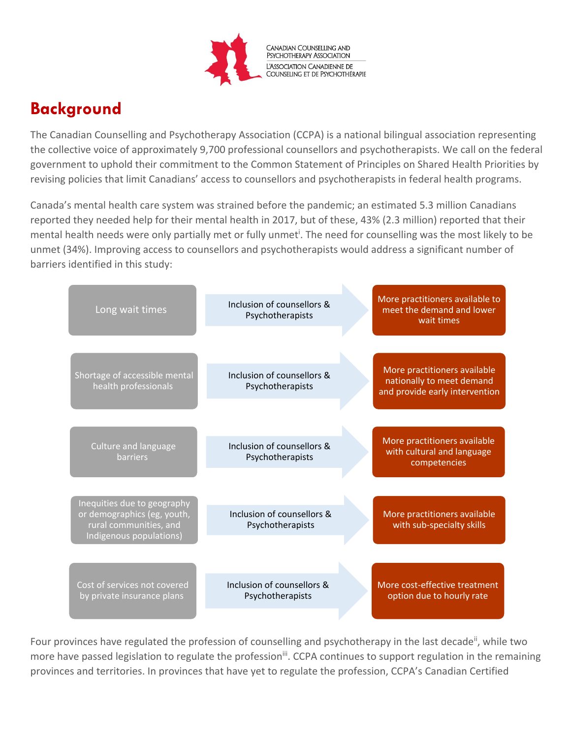## Background

The Canadian Counselling and Psychotherapy Association (CCPA) is a national bilingual association representing the collective voice of approximately 9,700 professional counsellors and psychotherapists. We call on the federal government to uphold their commitment to the Common Statement of Principles on Shared Health Priorities by revising policies that limit Canadians' access to counsellors and psychotherapists in federal health programs.

Canada's mental health care system was strained before the pandemic; an estimated 5.3 million Canadians reported they needed help for their mental health in 2017, but of these, 43% (2.3 million) reported that their mental health needs were only partially met or fully unmet[i]. The need for counselling was the most likely to be unmet (34%). Improving access to counsellors and psychotherapists would address a significant number of barriers identified in this study:

| Barrier | Solution | Outcome |
| --- | --- | --- |
| Long wait times | Inclusion of counsellors & Psychotherapists | More practitioners available to meet the demand and lower wait times |
| Shortage of accessible mental health professionals | Inclusion of counsellors & Psychotherapists | More practitioners available nationally to meet demand and provide early intervention |
| Culture and language barriers | Inclusion of counsellors & Psychotherapists | More practitioners available with cultural and language competencies |
| Inequities due to geography or demographics (eg, youth, rural communities, and Indigenous populations) | Inclusion of counsellors & Psychotherapists | More practitioners available with sub-specialty skills |
| Cost of services not covered by private insurance plans | Inclusion of counsellors & Psychotherapists | More cost-effective treatment option due to hourly rate |

Four provinces have regulated the profession of counselling and psychotherapy in the last decade[ii], while two more have passed legislation to regulate the profession[iii]. CCPA continues to support regulation in the remaining provinces and territories. In provinces that have yet to regulate the profession, CCPA's Canadian Certified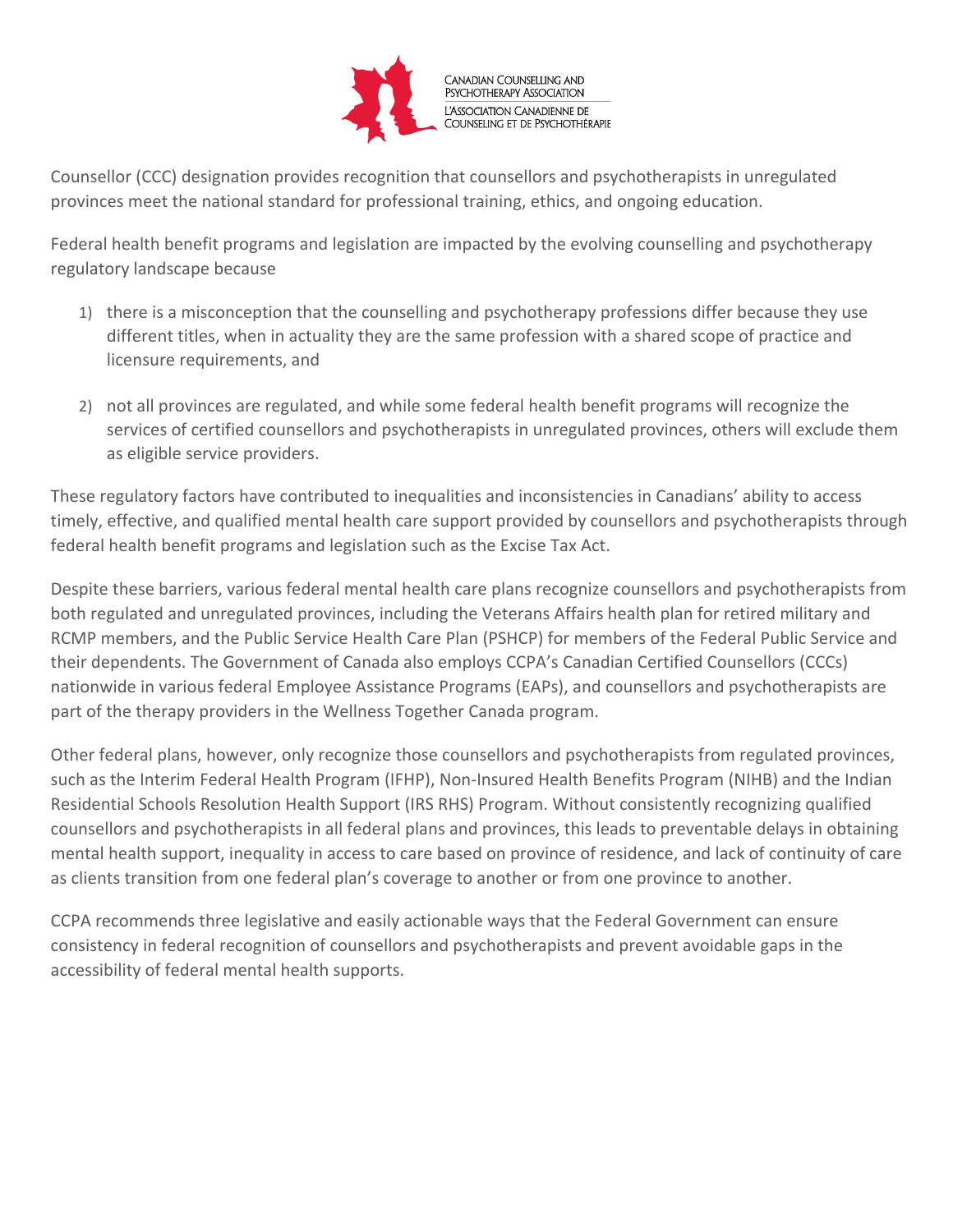Counsellor (CCC) designation provides recognition that counsellors and psychotherapists in unregulated provinces meet the national standard for professional training, ethics, and ongoing education.

Federal health benefit programs and legislation are impacted by the evolving counselling and psychotherapy regulatory landscape because

1) there is a misconception that the counselling and psychotherapy professions differ because they use different titles, when in actuality they are the same profession with a shared scope of practice and licensure requirements, and

2) not all provinces are regulated, and while some federal health benefit programs will recognize the services of certified counsellors and psychotherapists in unregulated provinces, others will exclude them as eligible service providers.

These regulatory factors have contributed to inequalities and inconsistencies in Canadians' ability to access timely, effective, and qualified mental health care support provided by counsellors and psychotherapists through federal health benefit programs and legislation such as the Excise Tax Act.

Despite these barriers, various federal mental health care plans recognize counsellors and psychotherapists from both regulated and unregulated provinces, including the Veterans Affairs health plan for retired military and RCMP members, and the Public Service Health Care Plan (PSHCP) for members of the Federal Public Service and their dependents. The Government of Canada also employs CCPA's Canadian Certified Counsellors (CCCs) nationwide in various federal Employee Assistance Programs (EAPs), and counsellors and psychotherapists are part of the therapy providers in the Wellness Together Canada program.

Other federal plans, however, only recognize those counsellors and psychotherapists from regulated provinces, such as the Interim Federal Health Program (IFHP), Non-Insured Health Benefits Program (NIHB) and the Indian Residential Schools Resolution Health Support (IRS RHS) Program. Without consistently recognizing qualified counsellors and psychotherapists in all federal plans and provinces, this leads to preventable delays in obtaining mental health support, inequality in access to care based on province of residence, and lack of continuity of care as clients transition from one federal plan's coverage to another or from one province to another.

CCPA recommends three legislative and easily actionable ways that the Federal Government can ensure consistency in federal recognition of counsellors and psychotherapists and prevent avoidable gaps in the accessibility of federal mental health supports.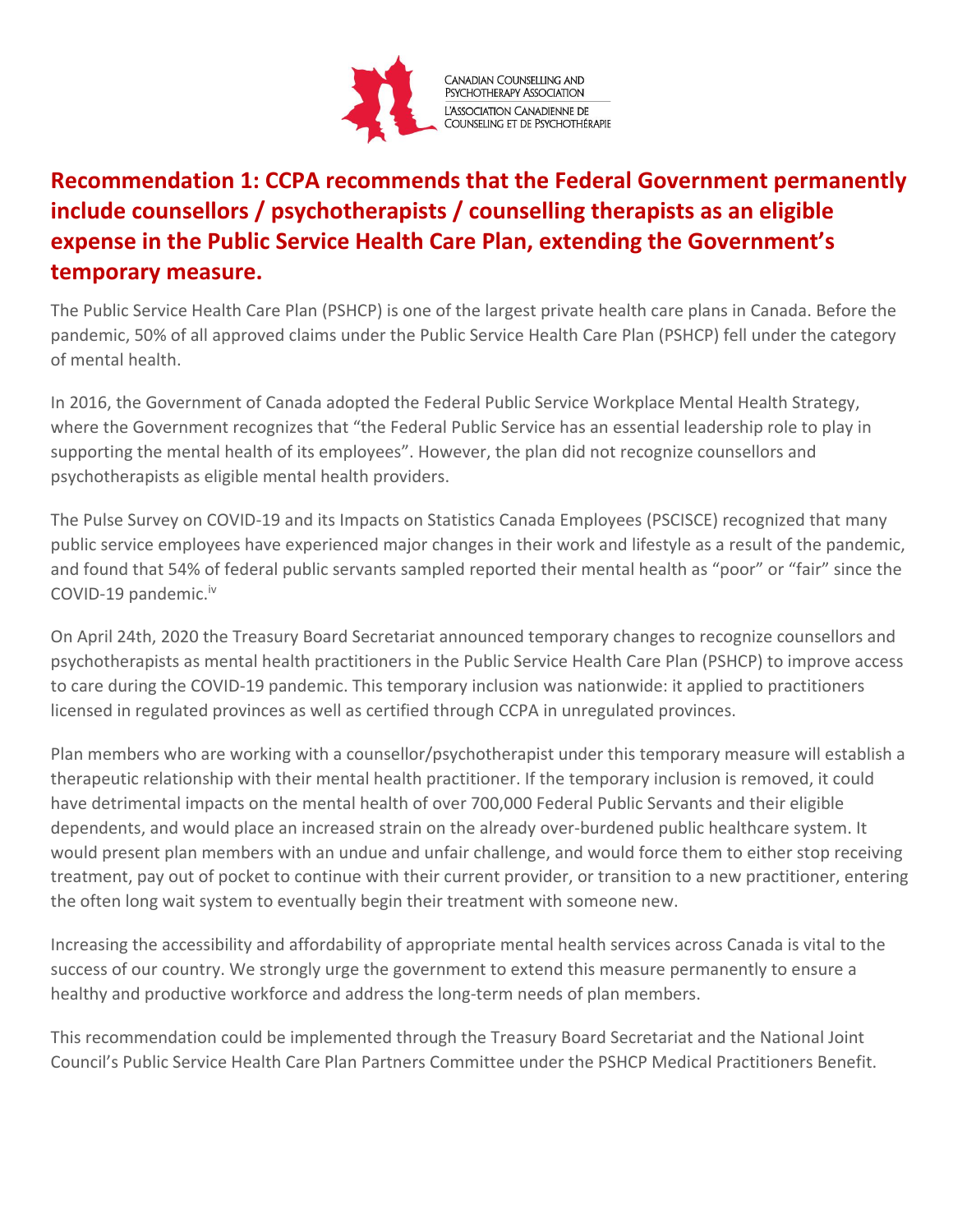## Recommendation 1: CCPA recommends that the Federal Government permanently include counsellors / psychotherapists / counselling therapists as an eligible expense in the Public Service Health Care Plan, extending the Government's temporary measure.

The Public Service Health Care Plan (PSHCP) is one of the largest private health care plans in Canada. Before the pandemic, 50% of all approved claims under the Public Service Health Care Plan (PSHCP) fell under the category of mental health.

In 2016, the Government of Canada adopted the Federal Public Service Workplace Mental Health Strategy, where the Government recognizes that "the Federal Public Service has an essential leadership role to play in supporting the mental health of its employees". However, the plan did not recognize counsellors and psychotherapists as eligible mental health providers.

The Pulse Survey on COVID-19 and its Impacts on Statistics Canada Employees (PSCISCE) recognized that many public service employees have experienced major changes in their work and lifestyle as a result of the pandemic, and found that 54% of federal public servants sampled reported their mental health as "poor" or "fair" since the COVID-19 pandemic.[iv]

On April 24th, 2020 the Treasury Board Secretariat announced temporary changes to recognize counsellors and psychotherapists as mental health practitioners in the Public Service Health Care Plan (PSHCP) to improve access to care during the COVID-19 pandemic. This temporary inclusion was nationwide: it applied to practitioners licensed in regulated provinces as well as certified through CCPA in unregulated provinces.

Plan members who are working with a counsellor/psychotherapist under this temporary measure will establish a therapeutic relationship with their mental health practitioner. If the temporary inclusion is removed, it could have detrimental impacts on the mental health of over 700,000 Federal Public Servants and their eligible dependents, and would place an increased strain on the already over-burdened public healthcare system. It would present plan members with an undue and unfair challenge, and would force them to either stop receiving treatment, pay out of pocket to continue with their current provider, or transition to a new practitioner, entering the often long wait system to eventually begin their treatment with someone new.

Increasing the accessibility and affordability of appropriate mental health services across Canada is vital to the success of our country. We strongly urge the government to extend this measure permanently to ensure a healthy and productive workforce and address the long-term needs of plan members.

This recommendation could be implemented through the Treasury Board Secretariat and the National Joint Council's Public Service Health Care Plan Partners Committee under the PSHCP Medical Practitioners Benefit.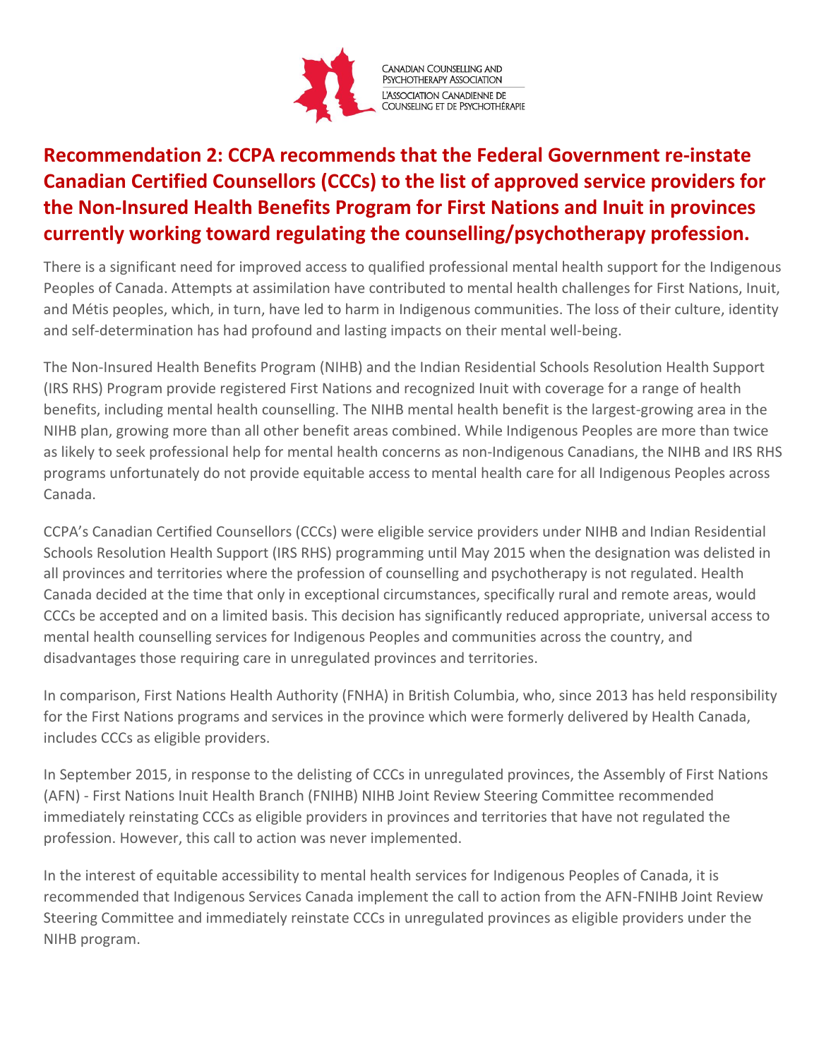## Recommendation 2: CCPA recommends that the Federal Government re-instate Canadian Certified Counsellors (CCCs) to the list of approved service providers for the Non-Insured Health Benefits Program for First Nations and Inuit in provinces currently working toward regulating the counselling/psychotherapy profession.

There is a significant need for improved access to qualified professional mental health support for the Indigenous Peoples of Canada. Attempts at assimilation have contributed to mental health challenges for First Nations, Inuit, and Métis peoples, which, in turn, have led to harm in Indigenous communities. The loss of their culture, identity and self-determination has had profound and lasting impacts on their mental well-being.

The Non-Insured Health Benefits Program (NIHB) and the Indian Residential Schools Resolution Health Support (IRS RHS) Program provide registered First Nations and recognized Inuit with coverage for a range of health benefits, including mental health counselling. The NIHB mental health benefit is the largest-growing area in the NIHB plan, growing more than all other benefit areas combined. While Indigenous Peoples are more than twice as likely to seek professional help for mental health concerns as non-Indigenous Canadians, the NIHB and IRS RHS programs unfortunately do not provide equitable access to mental health care for all Indigenous Peoples across Canada.

CCPA's Canadian Certified Counsellors (CCCs) were eligible service providers under NIHB and Indian Residential Schools Resolution Health Support (IRS RHS) programming until May 2015 when the designation was delisted in all provinces and territories where the profession of counselling and psychotherapy is not regulated. Health Canada decided at the time that only in exceptional circumstances, specifically rural and remote areas, would CCCs be accepted and on a limited basis. This decision has significantly reduced appropriate, universal access to mental health counselling services for Indigenous Peoples and communities across the country, and disadvantages those requiring care in unregulated provinces and territories.

In comparison, First Nations Health Authority (FNHA) in British Columbia, who, since 2013 has held responsibility for the First Nations programs and services in the province which were formerly delivered by Health Canada, includes CCCs as eligible providers.

In September 2015, in response to the delisting of CCCs in unregulated provinces, the Assembly of First Nations (AFN) - First Nations Inuit Health Branch (FNIHB) NIHB Joint Review Steering Committee recommended immediately reinstating CCCs as eligible providers in provinces and territories that have not regulated the profession. However, this call to action was never implemented.

In the interest of equitable accessibility to mental health services for Indigenous Peoples of Canada, it is recommended that Indigenous Services Canada implement the call to action from the AFN-FNIHB Joint Review Steering Committee and immediately reinstate CCCs in unregulated provinces as eligible providers under the NIHB program.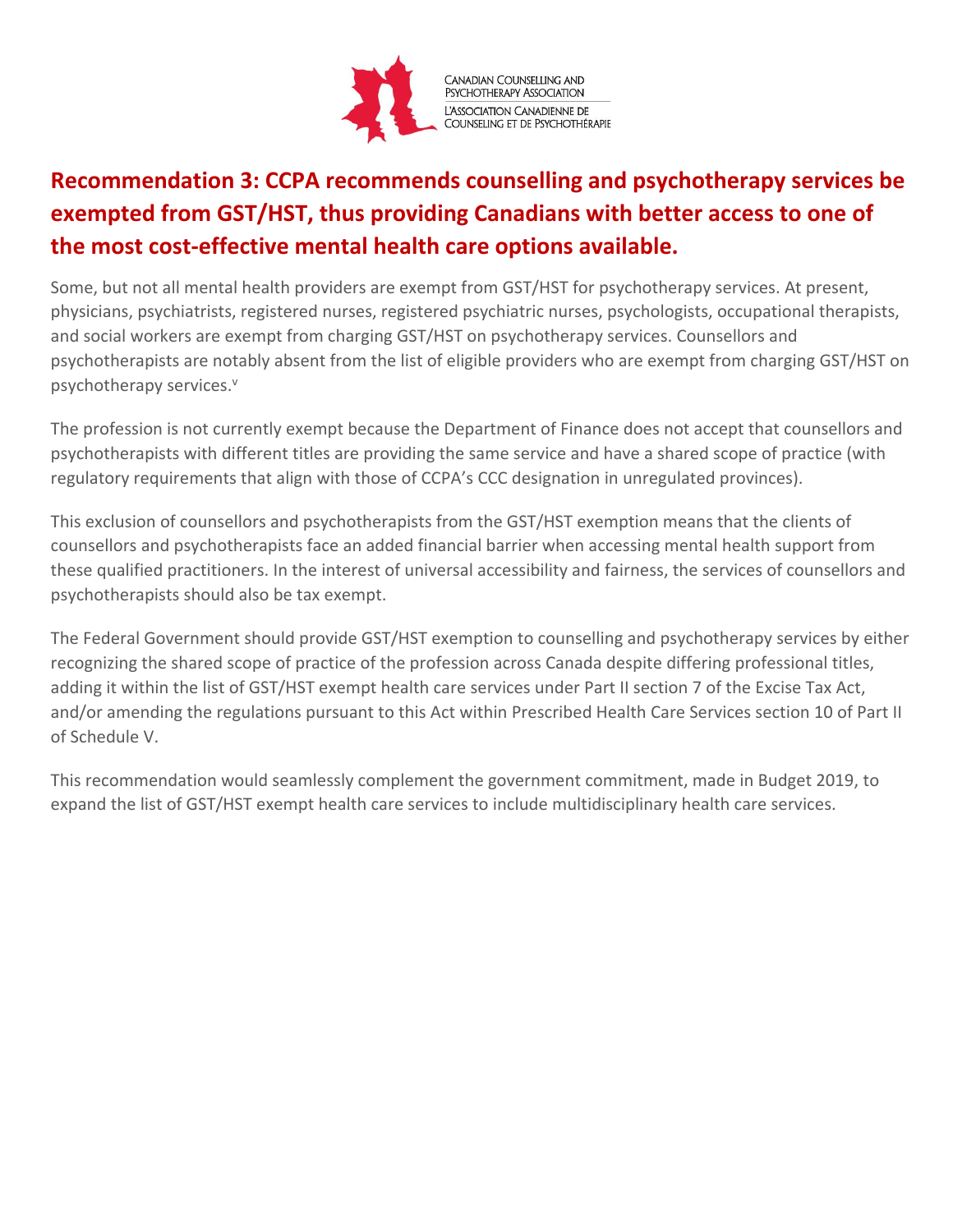## Recommendation 3: CCPA recommends counselling and psychotherapy services be exempted from GST/HST, thus providing Canadians with better access to one of the most cost-effective mental health care options available.

Some, but not all mental health providers are exempt from GST/HST for psychotherapy services. At present, physicians, psychiatrists, registered nurses, registered psychiatric nurses, psychologists, occupational therapists, and social workers are exempt from charging GST/HST on psychotherapy services. Counsellors and psychotherapists are notably absent from the list of eligible providers who are exempt from charging GST/HST on psychotherapy services.[v]

The profession is not currently exempt because the Department of Finance does not accept that counsellors and psychotherapists with different titles are providing the same service and have a shared scope of practice (with regulatory requirements that align with those of CCPA's CCC designation in unregulated provinces).

This exclusion of counsellors and psychotherapists from the GST/HST exemption means that the clients of counsellors and psychotherapists face an added financial barrier when accessing mental health support from these qualified practitioners. In the interest of universal accessibility and fairness, the services of counsellors and psychotherapists should also be tax exempt.

The Federal Government should provide GST/HST exemption to counselling and psychotherapy services by either recognizing the shared scope of practice of the profession across Canada despite differing professional titles, adding it within the list of GST/HST exempt health care services under Part II section 7 of the Excise Tax Act, and/or amending the regulations pursuant to this Act within Prescribed Health Care Services section 10 of Part II of Schedule V.

This recommendation would seamlessly complement the government commitment, made in Budget 2019, to expand the list of GST/HST exempt health care services to include multidisciplinary health care services.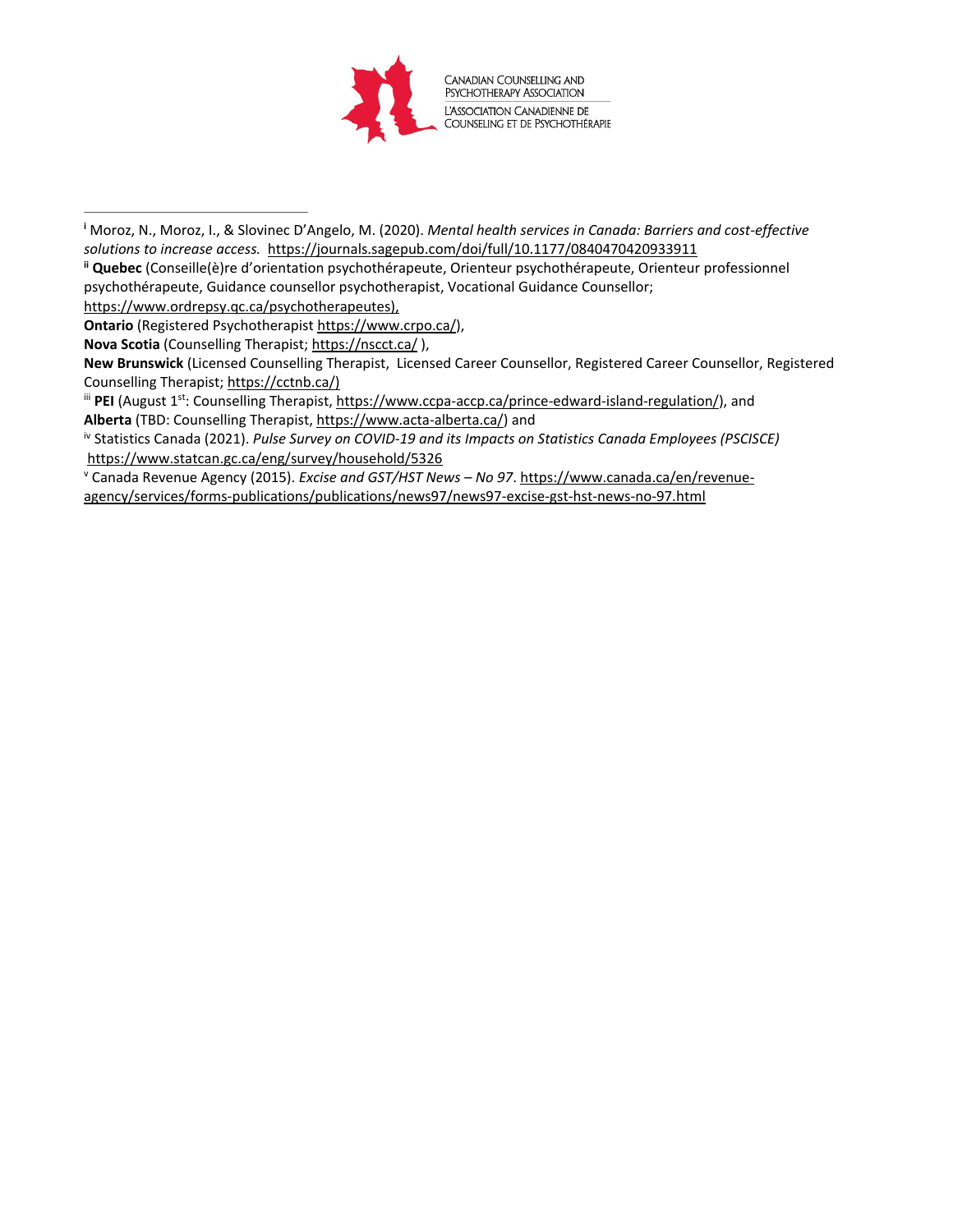[i] Moroz, N., Moroz, I., & Slovinec D'Angelo, M. (2020). *Mental health services in Canada: Barriers and cost-effective solutions to increase access.* https://journals.sagepub.com/doi/full/10.1177/0840470420933911

[ii] **Quebec** (Conseille(è)re d'orientation psychothérapeute, Orienteur psychothérapeute, Orienteur professionnel psychothérapeute, Guidance counsellor psychotherapist, Vocational Guidance Counsellor; https://www.ordrepsy.qc.ca/psychotherapeutes),

**Ontario** (Registered Psychotherapist https://www.crpo.ca/),

**Nova Scotia** (Counselling Therapist; https://nscct.ca/ ),

**New Brunswick** (Licensed Counselling Therapist, Licensed Career Counsellor, Registered Career Counsellor, Registered Counselling Therapist; https://cctnb.ca/)

[iii] **PEI** (August 1st: Counselling Therapist, https://www.ccpa-accp.ca/prince-edward-island-regulation/), and

**Alberta** (TBD: Counselling Therapist, https://www.acta-alberta.ca/) and

[iv] Statistics Canada (2021). *Pulse Survey on COVID-19 and its Impacts on Statistics Canada Employees (PSCISCE)* https://www.statcan.gc.ca/eng/survey/household/5326

[v] Canada Revenue Agency (2015). *Excise and GST/HST News – No 97*. https://www.canada.ca/en/revenue-agency/services/forms-publications/publications/news97/news97-excise-gst-hst-news-no-97.html